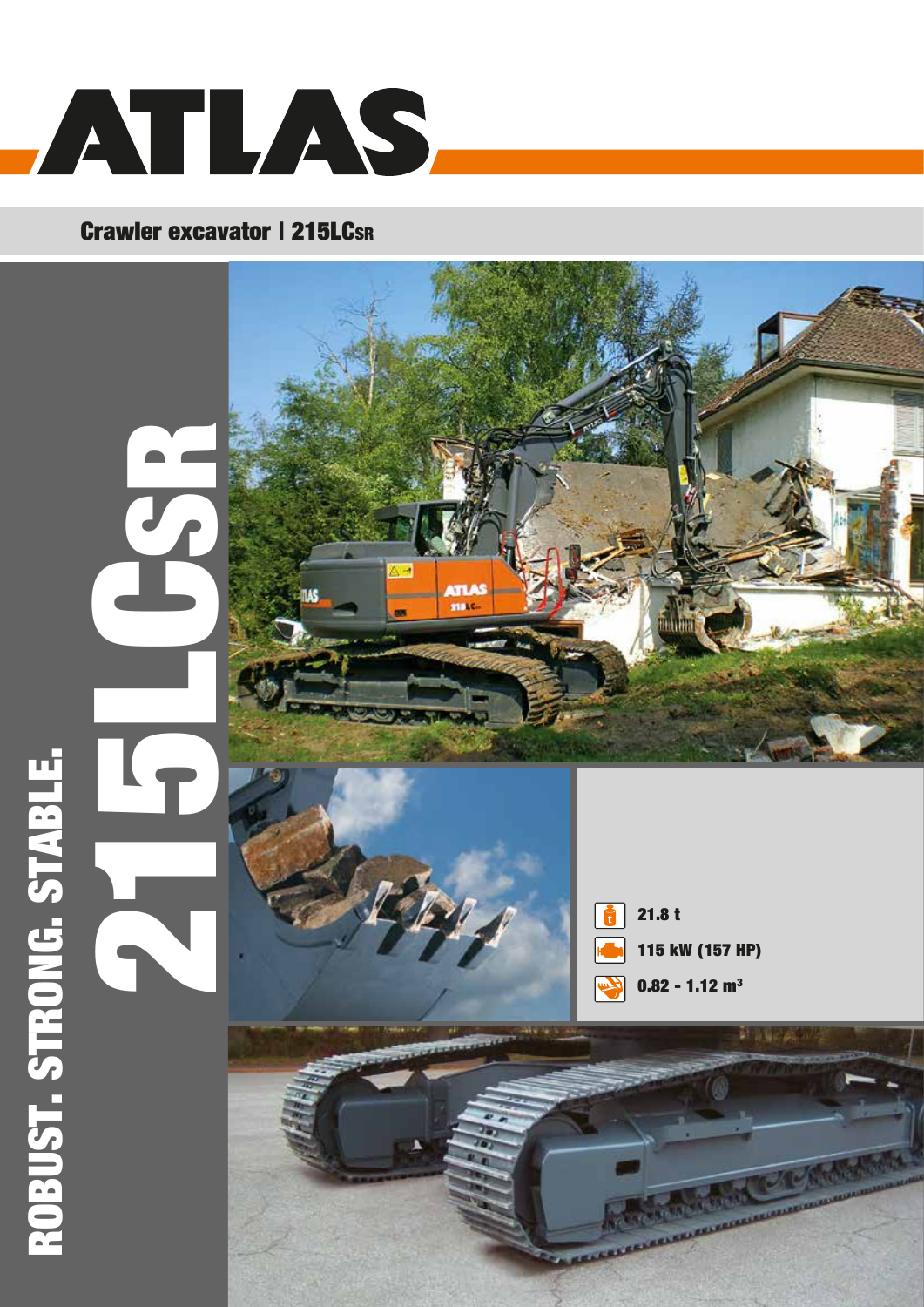# ATLAS

## Crawler excavator | 215LCSR

# 215LCSR

**ROBUST. STRONG. STABLE.**

- 21.8 t
- 115 kW (157 HP)
- 0.82 - 1.12 m³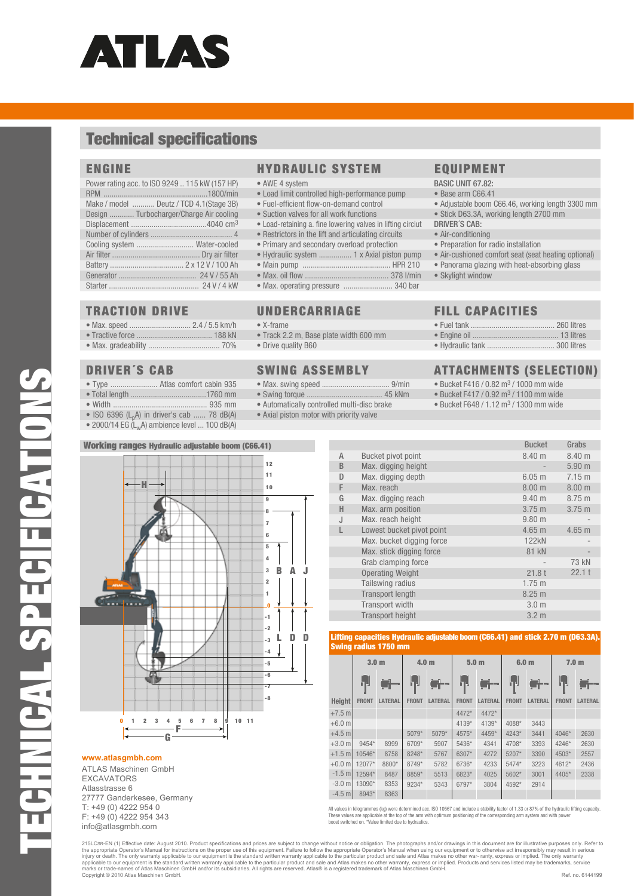# ATLAS

## Technical specifications

### ENGINE

Power rating acc. to ISO 9249 .. 115 kW (157 HP)
RPM ..................................................1800/min
Make / model ........... Deutz / TCD 4.1(Stage 3B)
Design ............ Turbocharger/Charge Air cooling
Displacement .....................................4040 cm³
Number of cylinders ....................................... 4
Cooling system ........................... Water-cooled
Air filter .......................................... Dry air filter
Battery ................................... 2 x 12 V / 100 Ah
Generator ..................................... 24 V / 55 Ah
Starter ........................................... 24 V / 4 kW

### HYDRAULIC SYSTEM

- AWE 4 system
- Load limit controlled high-performance pump
- Fuel-efficient flow-on-demand control
- Suction valves for all work functions
- Load-retaining a. fine lowering valves in lifting circuit
- Restrictors in the lift and articulating circuits
- Primary and secondary overload protection
- Hydraulic system ............... 1 x Axial piston pump
- Main pump .......................................... HPR 210
- Max. oil flow ........................................ 378 l/min
- Max. operating pressure ........................ 340 bar

### EQUIPMENT

BASIC UNIT 67.82:
- Base arm C66.41
- Adjustable boom C66.46, working length 3300 mm
- Stick D63.3A, working length 2700 mm

DRIVER´S CAB:
- Air-conditioning
- Preparation for radio installation
- Air-cushioned comfort seat (seat heating optional)
- Panorama glazing with heat-absorbing glass
- Skylight window

### TRACTION DRIVE

- Max. speed ............................. 2.4 / 5.5 km/h
- Tractive force .................................... 188 kN
- Max. gradeability .................................. 70%

### UNDERCARRIAGE

- X-frame
- Track 2.2 m, Base plate width 600 mm
- Drive quality B60

### FILL CAPACITIES

- Fuel tank ........................................ 260 litres
- Engine oil ......................................... 13 litres
- Hydraulic tank ................................ 300 litres

### DRIVER´S CAB

- Type ...................... Atlas comfort cabin 935
- Total length ....................................1760 mm
- Width ............................................. 935 mm
- ISO 6396 ($L_pA$) in driver's cab ...... 78 dB(A)
- 2000/14 EG ($L_wA$) ambience level ... 100 dB(A)

### SWING ASSEMBLY

- Max. swing speed ................................ 9/min
- Swing torque .................................... 45 kNm
- Automatically controlled multi-disc brake
- Axial piston motor with priority valve

### ATTACHMENTS (SELECTION)

- Bucket F416 / 0.82 m³ / 1000 mm wide
- Bucket F417 / 0.92 m³ / 1100 mm wide
- Bucket F648 / 1.12 m³ / 1300 mm wide

### Working ranges Hydraulic adjustable boom (C66.41)

12 11 10 9 8 7 6 5 4 3 2 1 0 -1 -2 -3 -4 -5 -6 -7 -8
H B A J L D D
0 1 2 3 4 5 6 7 8 9 10 11
F G

| | | Bucket | Grabs |
|---|---|---|---|
| A | Bucket pivot point | 8.40 m | 8.40 m |
| B | Max. digging height | - | 5.90 m |
| D | Max. digging depth | 6.05 m | 7.15 m |
| F | Max. reach | 8.00 m | 8.00 m |
| G | Max. digging reach | 9.40 m | 8.75 m |
| H | Max. arm position | 3.75 m | 3.75 m |
| J | Max. reach height | 9.80 m | - |
| L | Lowest bucket pivot point | 4.65 m | 4.65 m |
| | Max. bucket digging force | 122kN | - |
| | Max. stick digging force | 81 kN | - |
| | Grab clamping force | - | 73 kN |
| | Operating Weight | 21.8 t | 22.1 t |
| | Tailswing radius | 1.75 m | |
| | Transport length | 8.25 m | |
| | Transport width | 3.0 m | |
| | Transport height | 3.2 m | |

### Lifting capacities Hydraulic adjustable boom (C66.41) and stick 2.70 m (D63.3A). Swing radius 1750 mm

| | 3.0 m | | 4.0 m | | 5.0 m | | 6.0 m | | 7.0 m | |
|---|---|---|---|---|---|---|---|---|---|---|
| Height | FRONT | LATERAL | FRONT | LATERAL | FRONT | LATERAL | FRONT | LATERAL | FRONT | LATERAL |
| +7.5 m | | | | | 4472* | 4472* | | | | |
| +6.0 m | | | | | 4139* | 4139* | 4088* | 3443 | | |
| +4.5 m | | | 5079* | 5079* | 4575* | 4459* | 4243* | 3441 | 4046* | 2630 |
| +3.0 m | 9454* | 8999 | 6709* | 5907 | 5436* | 4341 | 4708* | 3393 | 4246* | 2630 |
| +1.5 m | 10546* | 8758 | 8248* | 5767 | 6307* | 4272 | 5207* | 3390 | 4503* | 2557 |
| +0.0 m | 12077* | 8800* | 8749* | 5782 | 6736* | 4233 | 5474* | 3223 | 4612* | 2436 |
| -1.5 m | 12594* | 8487 | 8859* | 5513 | 6823* | 4025 | 5602* | 3001 | 4405* | 2338 |
| -3.0 m | 13090* | 8353 | 9234* | 5343 | 6797* | 3804 | 4592* | 2914 | | |
| -4.5 m | 8943* | 8363 | | | | | | | | |

All values in kilogrammes (kg) were determined acc. ISO 10567 and include a stability factor of 1.33 or 87% of the hydraulic lifting capacity. These values are applicable at the top of the arm with optimum positioning of the corresponding arm system and with power boost switched on. *Value limited due to hydraulics.

www.atlasgmbh.com
ATLAS Maschinen GmbH
EXCAVATORS
Atlasstrasse 6
27777 Ganderkesee, Germany
T: +49 (0) 4222 954 0
F: +49 (0) 4222 954 343
info@atlasgmbh.com

TECHNICAL SPECIFICATIONS

215LCSR-EN (1) Effective date: August 2010. Product specifications and prices are subject to change without notice or obligation. The photographs and/or drawings in this document are for illustrative purposes only. Refer to the appropriate Operator's Manual for instructions on the proper use of this equipment. Failure to follow the appropriate Operator's Manual when using our equipment or to otherwise act irresponsibly may result in serious injury or death. The only warranty applicable to our equipment is the standard written warranty applicable to the particular product and sale and Atlas makes no other war- ranty, express or implied. The only warranty applicable to our equipment is the standard written warranty applicable to the particular product and sale and Atlas makes no other warranty, express or implied. Products and services listed may be trademarks, service marks or trade-names of Atlas Maschinen GmbH and/or its subsidiaries. All rights are reserved. Atlas® is a registered trademark of Atlas Maschinen GmbH.
Copyright © 2010 Atlas Maschinen GmbH.

Ref. no. 6144199